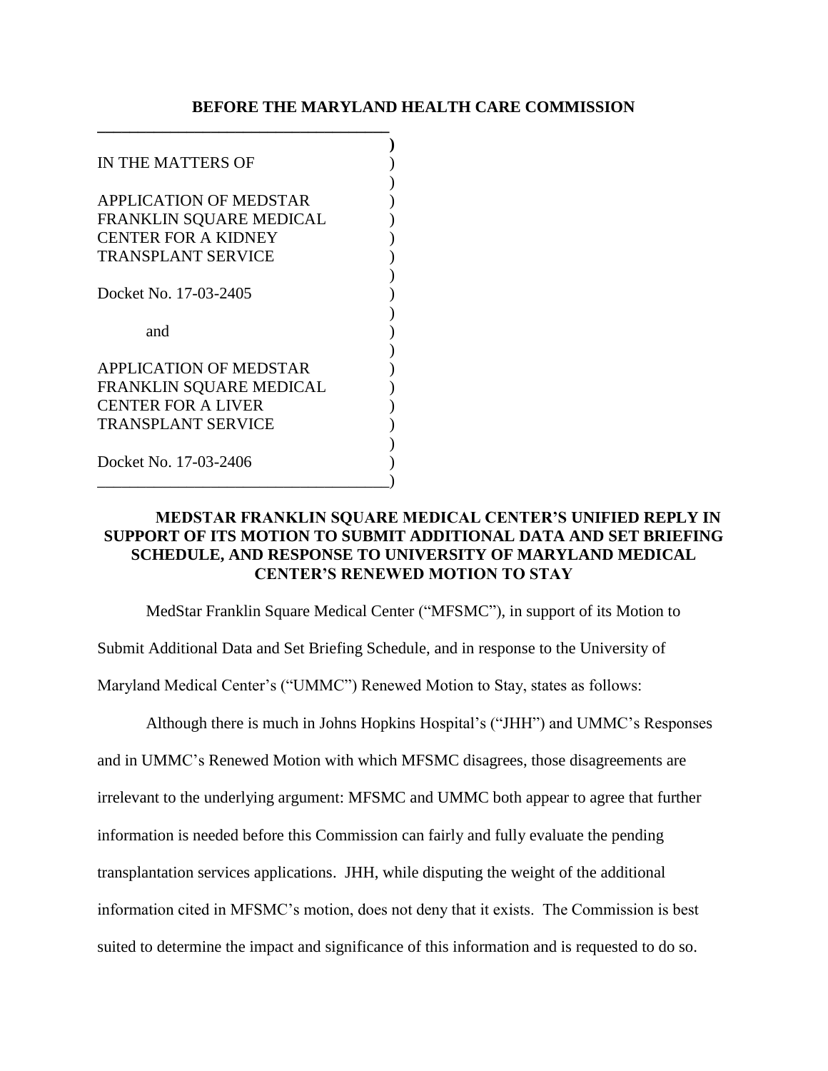**BEFORE THE MARYLAND HEALTH CARE COMMISSION**

IN THE MATTERS OF

APPLICATION OF MEDSTAR FRANKLIN SQUARE MEDICAL CENTER FOR A KIDNEY TRANSPLANT SERVICE

Docket No. 17-03-2405

and

APPLICATION OF MEDSTAR FRANKLIN SQUARE MEDICAL CENTER FOR A LIVER TRANSPLANT SERVICE

Docket No. 17-03-2406

**MEDSTAR FRANKLIN SQUARE MEDICAL CENTER'S UNIFIED REPLY IN SUPPORT OF ITS MOTION TO SUBMIT ADDITIONAL DATA AND SET BRIEFING SCHEDULE, AND RESPONSE TO UNIVERSITY OF MARYLAND MEDICAL CENTER'S RENEWED MOTION TO STAY**

MedStar Franklin Square Medical Center ("MFSMC"), in support of its Motion to Submit Additional Data and Set Briefing Schedule, and in response to the University of Maryland Medical Center's ("UMMC") Renewed Motion to Stay, states as follows:

Although there is much in Johns Hopkins Hospital's ("JHH") and UMMC's Responses and in UMMC's Renewed Motion with which MFSMC disagrees, those disagreements are irrelevant to the underlying argument: MFSMC and UMMC both appear to agree that further information is needed before this Commission can fairly and fully evaluate the pending transplantation services applications. JHH, while disputing the weight of the additional information cited in MFSMC's motion, does not deny that it exists. The Commission is best suited to determine the impact and significance of this information and is requested to do so.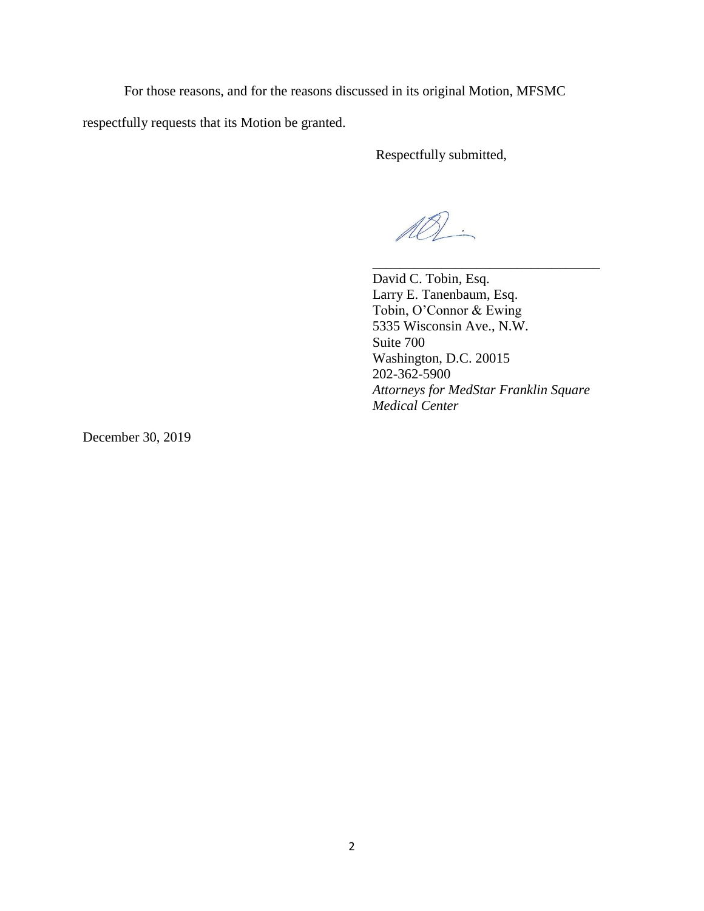For those reasons, and for the reasons discussed in its original Motion, MFSMC respectfully requests that its Motion be granted.

Respectfully submitted,

\_\_\_\_\_\_\_\_\_\_\_\_\_\_\_\_\_\_\_\_\_\_\_\_\_\_\_\_\_\_\_\_\_\_

David C. Tobin, Esq.  
Larry E. Tanenbaum, Esq.  
Tobin, O'Connor & Ewing  
5335 Wisconsin Ave., N.W.  
Suite 700  
Washington, D.C. 20015  
202-362-5900  
*Attorneys for MedStar Franklin Square Medical Center*

December 30, 2019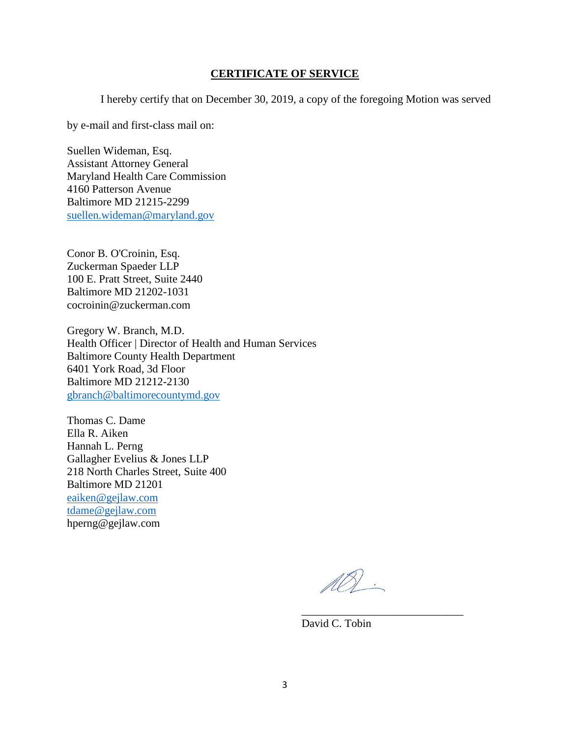## CERTIFICATE OF SERVICE

I hereby certify that on December 30, 2019, a copy of the foregoing Motion was served by e-mail and first-class mail on:

Suellen Wideman, Esq.
Assistant Attorney General
Maryland Health Care Commission
4160 Patterson Avenue
Baltimore MD 21215-2299
suellen.wideman@maryland.gov

Conor B. O'Croinin, Esq.
Zuckerman Spaeder LLP
100 E. Pratt Street, Suite 2440
Baltimore MD 21202-1031
cocroinin@zuckerman.com

Gregory W. Branch, M.D.
Health Officer | Director of Health and Human Services
Baltimore County Health Department
6401 York Road, 3d Floor
Baltimore MD 21212-2130
gbranch@baltimorecountymd.gov

Thomas C. Dame
Ella R. Aiken
Hannah L. Perng
Gallagher Evelius & Jones LLP
218 North Charles Street, Suite 400
Baltimore MD 21201
eaiken@gejlaw.com
tdame@gejlaw.com
hperng@gejlaw.com

\_\_\_\_\_\_\_\_\_\_\_\_\_\_\_\_\_\_\_\_\_\_\_\_\_\_\_\_\_\_
David C. Tobin